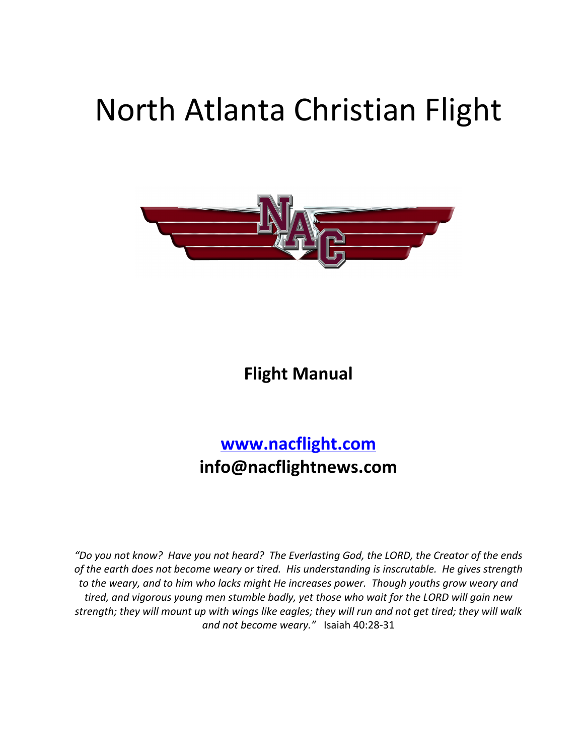# North Atlanta Christian Flight

**Flight Manual**

**[www.nacflight.com](http://www.nacflight.com)**
**info@nacflightnews.com**

*"Do you not know? Have you not heard? The Everlasting God, the LORD, the Creator of the ends of the earth does not become weary or tired. His understanding is inscrutable. He gives strength to the weary, and to him who lacks might He increases power. Though youths grow weary and tired, and vigorous young men stumble badly, yet those who wait for the LORD will gain new strength; they will mount up with wings like eagles; they will run and not get tired; they will walk and not become weary."* Isaiah 40:28-31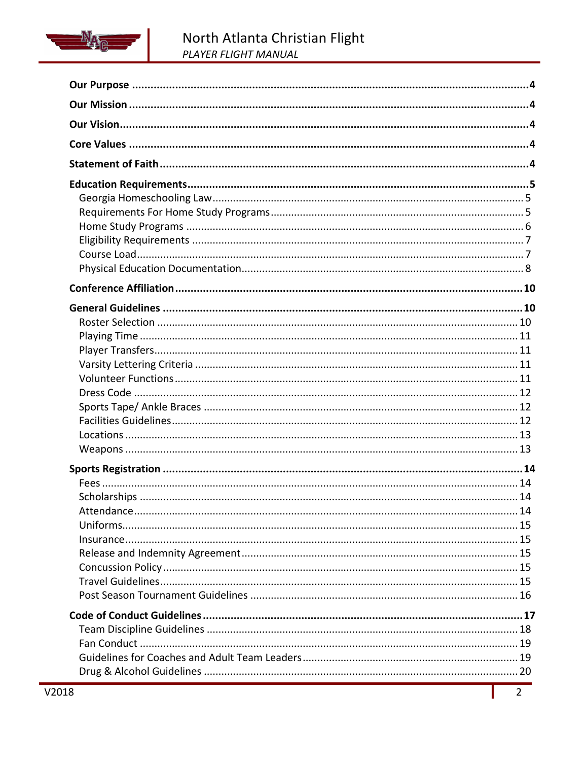**Our Purpose** .......... 4

**Our Mission** .......... 4

**Our Vision** .......... 4

**Core Values** .......... 4

**Statement of Faith** .......... 4

**Education Requirements** .......... 5

- Georgia Homeschooling Law .......... 5
- Requirements For Home Study Programs .......... 5
- Home Study Programs .......... 6
- Eligibility Requirements .......... 7
- Course Load .......... 7
- Physical Education Documentation .......... 8

**Conference Affiliation** .......... 10

**General Guidelines** .......... 10

- Roster Selection .......... 10
- Playing Time .......... 11
- Player Transfers .......... 11
- Varsity Lettering Criteria .......... 11
- Volunteer Functions .......... 11
- Dress Code .......... 12
- Sports Tape/ Ankle Braces .......... 12
- Facilities Guidelines .......... 12
- Locations .......... 13
- Weapons .......... 13

**Sports Registration** .......... 14

- Fees .......... 14
- Scholarships .......... 14
- Attendance .......... 14
- Uniforms .......... 15
- Insurance .......... 15
- Release and Indemnity Agreement .......... 15
- Concussion Policy .......... 15
- Travel Guidelines .......... 15
- Post Season Tournament Guidelines .......... 16

**Code of Conduct Guidelines** .......... 17

- Team Discipline Guidelines .......... 18
- Fan Conduct .......... 19
- Guidelines for Coaches and Adult Team Leaders .......... 19
- Drug & Alcohol Guidelines .......... 20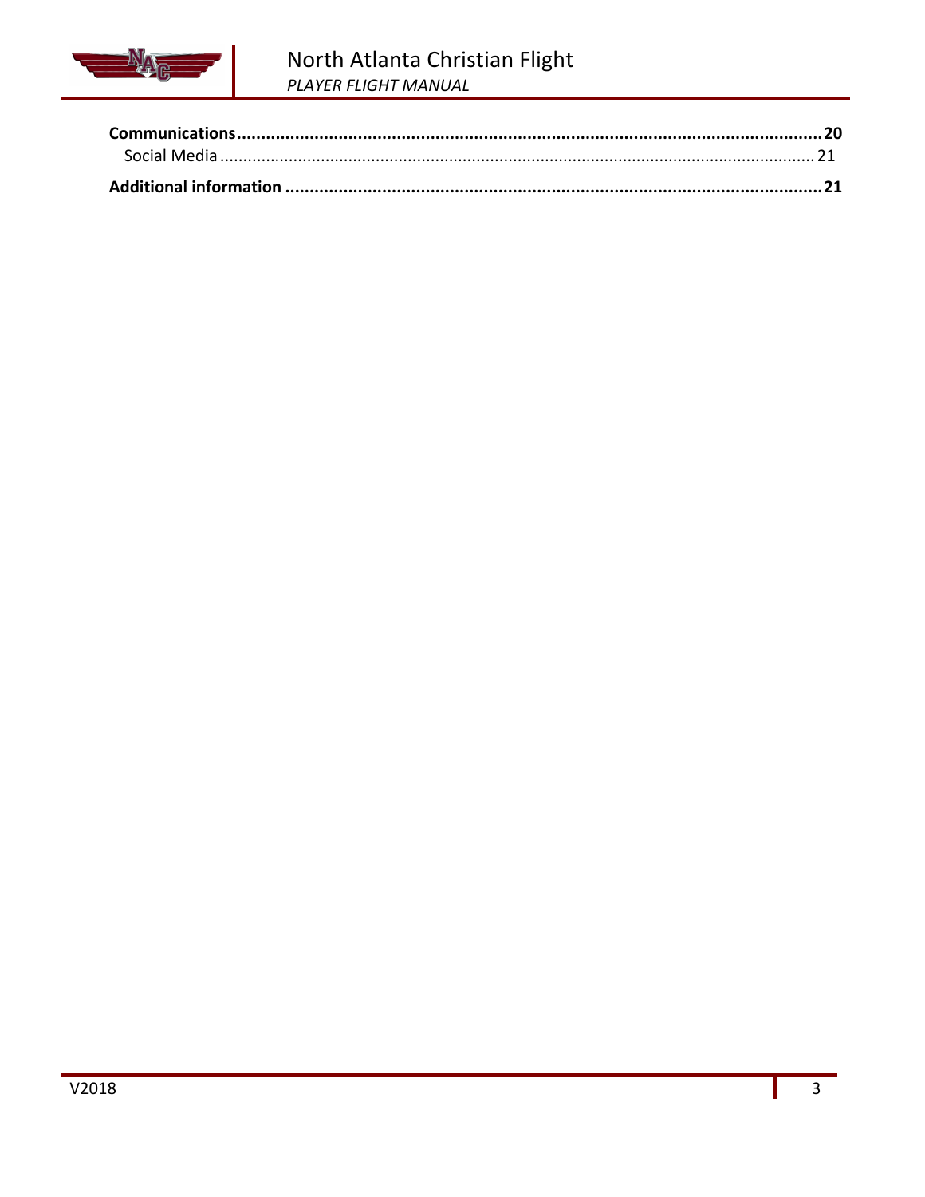**Communications......................................................................................................................20**

Social Media ..............................................................................................................................21

**Additional information .............................................................................................................21**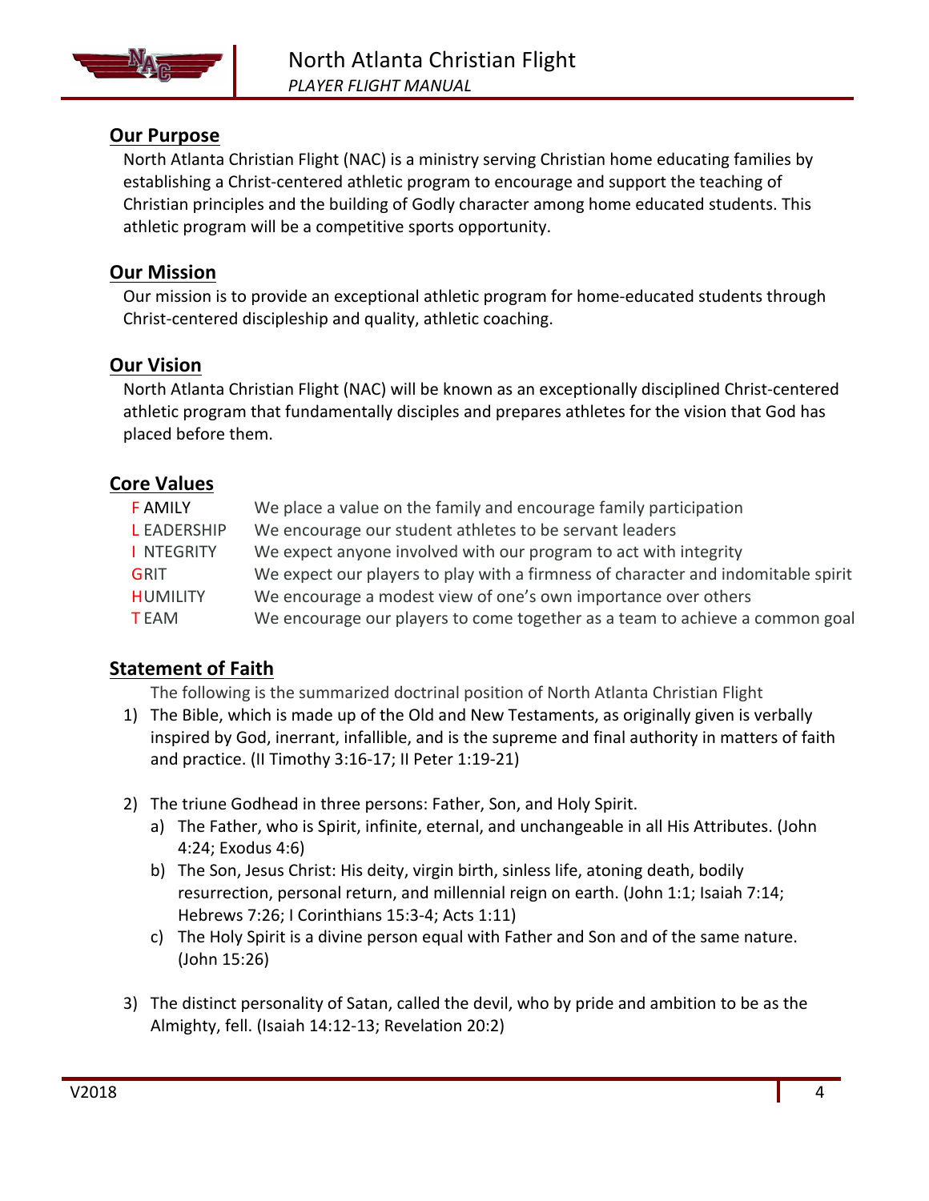## Our Purpose

North Atlanta Christian Flight (NAC) is a ministry serving Christian home educating families by establishing a Christ-centered athletic program to encourage and support the teaching of Christian principles and the building of Godly character among home educated students. This athletic program will be a competitive sports opportunity.

## Our Mission

Our mission is to provide an exceptional athletic program for home-educated students through Christ-centered discipleship and quality, athletic coaching.

## Our Vision

North Atlanta Christian Flight (NAC) will be known as an exceptionally disciplined Christ-centered athletic program that fundamentally disciples and prepares athletes for the vision that God has placed before them.

## Core Values

| | |
|---|---|
| F AMILY | We place a value on the family and encourage family participation |
| L EADERSHIP | We encourage our student athletes to be servant leaders |
| I NTEGRITY | We expect anyone involved with our program to act with integrity |
| GRIT | We expect our players to play with a firmness of character and indomitable spirit |
| HUMILITY | We encourage a modest view of one's own importance over others |
| T EAM | We encourage our players to come together as a team to achieve a common goal |

## Statement of Faith

The following is the summarized doctrinal position of North Atlanta Christian Flight

1) The Bible, which is made up of the Old and New Testaments, as originally given is verbally inspired by God, inerrant, infallible, and is the supreme and final authority in matters of faith and practice. (II Timothy 3:16-17; II Peter 1:19-21)

2) The triune Godhead in three persons: Father, Son, and Holy Spirit.
   a) The Father, who is Spirit, infinite, eternal, and unchangeable in all His Attributes. (John 4:24; Exodus 4:6)
   b) The Son, Jesus Christ: His deity, virgin birth, sinless life, atoning death, bodily resurrection, personal return, and millennial reign on earth. (John 1:1; Isaiah 7:14; Hebrews 7:26; I Corinthians 15:3-4; Acts 1:11)
   c) The Holy Spirit is a divine person equal with Father and Son and of the same nature. (John 15:26)

3) The distinct personality of Satan, called the devil, who by pride and ambition to be as the Almighty, fell. (Isaiah 14:12-13; Revelation 20:2)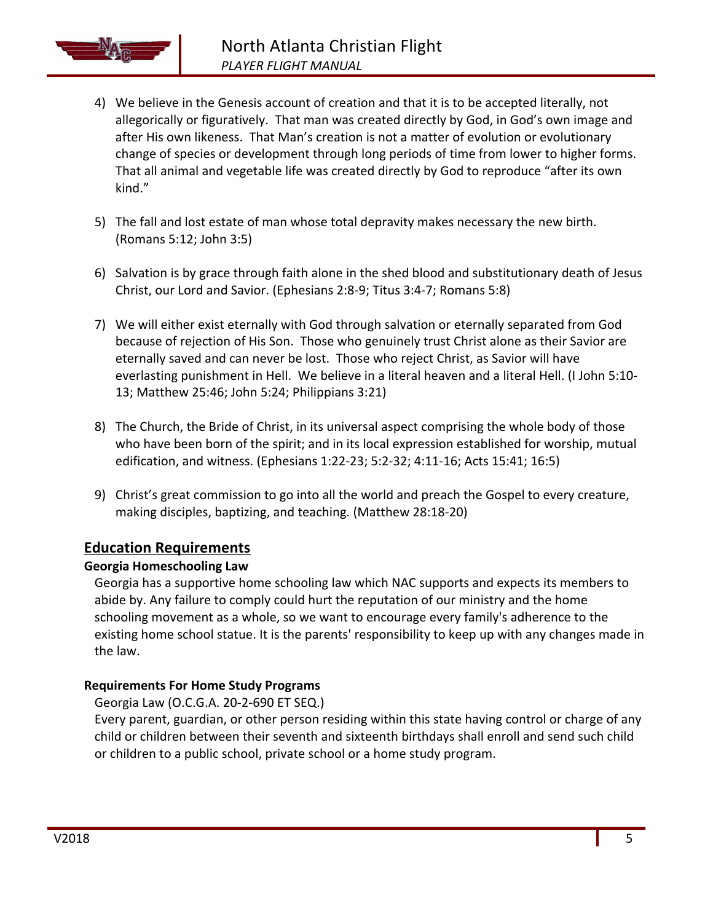4) We believe in the Genesis account of creation and that it is to be accepted literally, not allegorically or figuratively. That man was created directly by God, in God's own image and after His own likeness. That Man's creation is not a matter of evolution or evolutionary change of species or development through long periods of time from lower to higher forms. That all animal and vegetable life was created directly by God to reproduce "after its own kind."

5) The fall and lost estate of man whose total depravity makes necessary the new birth. (Romans 5:12; John 3:5)

6) Salvation is by grace through faith alone in the shed blood and substitutionary death of Jesus Christ, our Lord and Savior. (Ephesians 2:8-9; Titus 3:4-7; Romans 5:8)

7) We will either exist eternally with God through salvation or eternally separated from God because of rejection of His Son. Those who genuinely trust Christ alone as their Savior are eternally saved and can never be lost. Those who reject Christ, as Savior will have everlasting punishment in Hell. We believe in a literal heaven and a literal Hell. (I John 5:10-13; Matthew 25:46; John 5:24; Philippians 3:21)

8) The Church, the Bride of Christ, in its universal aspect comprising the whole body of those who have been born of the spirit; and in its local expression established for worship, mutual edification, and witness. (Ephesians 1:22-23; 5:2-32; 4:11-16; Acts 15:41; 16:5)

9) Christ's great commission to go into all the world and preach the Gospel to every creature, making disciples, baptizing, and teaching. (Matthew 28:18-20)

## Education Requirements

### Georgia Homeschooling Law

Georgia has a supportive home schooling law which NAC supports and expects its members to abide by. Any failure to comply could hurt the reputation of our ministry and the home schooling movement as a whole, so we want to encourage every family's adherence to the existing home school statue. It is the parents' responsibility to keep up with any changes made in the law.

### Requirements For Home Study Programs

Georgia Law (O.C.G.A. 20-2-690 ET SEQ.)

Every parent, guardian, or other person residing within this state having control or charge of any child or children between their seventh and sixteenth birthdays shall enroll and send such child or children to a public school, private school or a home study program.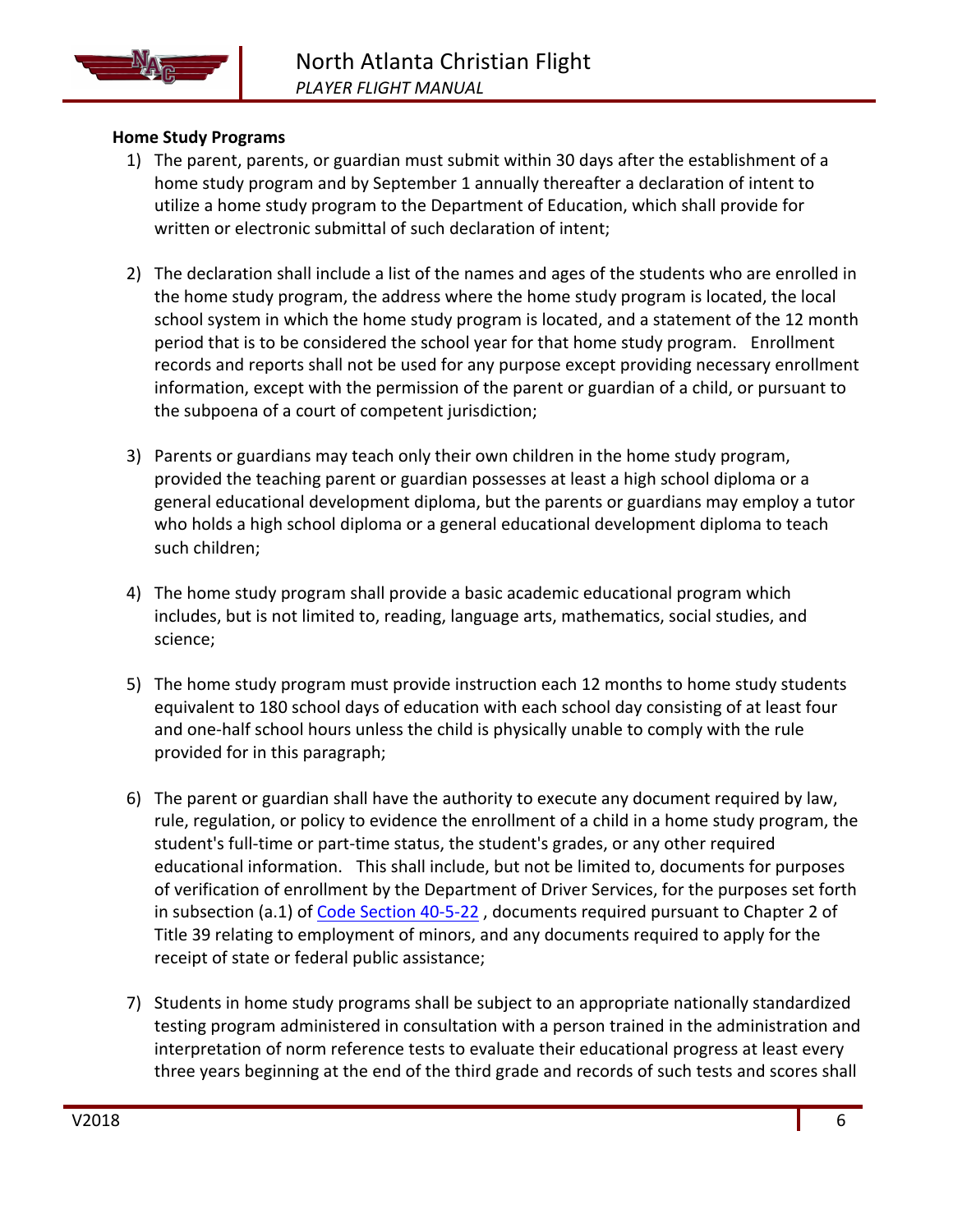**Home Study Programs**

1) The parent, parents, or guardian must submit within 30 days after the establishment of a home study program and by September 1 annually thereafter a declaration of intent to utilize a home study program to the Department of Education, which shall provide for written or electronic submittal of such declaration of intent;

2) The declaration shall include a list of the names and ages of the students who are enrolled in the home study program, the address where the home study program is located, the local school system in which the home study program is located, and a statement of the 12 month period that is to be considered the school year for that home study program. Enrollment records and reports shall not be used for any purpose except providing necessary enrollment information, except with the permission of the parent or guardian of a child, or pursuant to the subpoena of a court of competent jurisdiction;

3) Parents or guardians may teach only their own children in the home study program, provided the teaching parent or guardian possesses at least a high school diploma or a general educational development diploma, but the parents or guardians may employ a tutor who holds a high school diploma or a general educational development diploma to teach such children;

4) The home study program shall provide a basic academic educational program which includes, but is not limited to, reading, language arts, mathematics, social studies, and science;

5) The home study program must provide instruction each 12 months to home study students equivalent to 180 school days of education with each school day consisting of at least four and one-half school hours unless the child is physically unable to comply with the rule provided for in this paragraph;

6) The parent or guardian shall have the authority to execute any document required by law, rule, regulation, or policy to evidence the enrollment of a child in a home study program, the student's full-time or part-time status, the student's grades, or any other required educational information. This shall include, but not be limited to, documents for purposes of verification of enrollment by the Department of Driver Services, for the purposes set forth in subsection (a.1) of Code Section 40-5-22 , documents required pursuant to Chapter 2 of Title 39 relating to employment of minors, and any documents required to apply for the receipt of state or federal public assistance;

7) Students in home study programs shall be subject to an appropriate nationally standardized testing program administered in consultation with a person trained in the administration and interpretation of norm reference tests to evaluate their educational progress at least every three years beginning at the end of the third grade and records of such tests and scores shall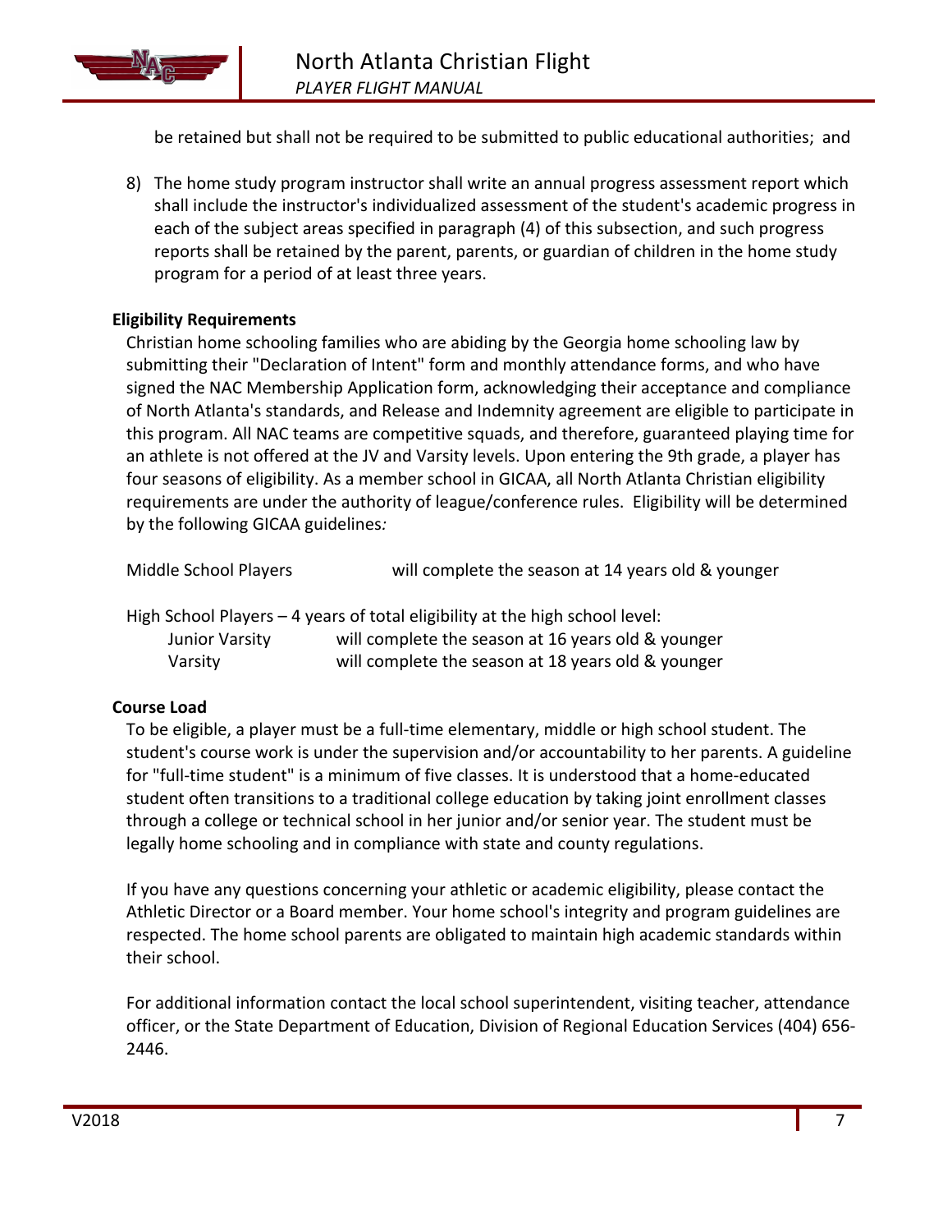be retained but shall not be required to be submitted to public educational authorities; and

8) The home study program instructor shall write an annual progress assessment report which shall include the instructor's individualized assessment of the student's academic progress in each of the subject areas specified in paragraph (4) of this subsection, and such progress reports shall be retained by the parent, parents, or guardian of children in the home study program for a period of at least three years.

**Eligibility Requirements**

Christian home schooling families who are abiding by the Georgia home schooling law by submitting their "Declaration of Intent" form and monthly attendance forms, and who have signed the NAC Membership Application form, acknowledging their acceptance and compliance of North Atlanta's standards, and Release and Indemnity agreement are eligible to participate in this program. All NAC teams are competitive squads, and therefore, guaranteed playing time for an athlete is not offered at the JV and Varsity levels. Upon entering the 9th grade, a player has four seasons of eligibility. As a member school in GICAA, all North Atlanta Christian eligibility requirements are under the authority of league/conference rules. Eligibility will be determined by the following GICAA guidelines*:*

Middle School Players — will complete the season at 14 years old & younger

High School Players – 4 years of total eligibility at the high school level:

- Junior Varsity — will complete the season at 16 years old & younger
- Varsity — will complete the season at 18 years old & younger

**Course Load**

To be eligible, a player must be a full-time elementary, middle or high school student. The student's course work is under the supervision and/or accountability to her parents. A guideline for "full-time student" is a minimum of five classes. It is understood that a home-educated student often transitions to a traditional college education by taking joint enrollment classes through a college or technical school in her junior and/or senior year. The student must be legally home schooling and in compliance with state and county regulations.

If you have any questions concerning your athletic or academic eligibility, please contact the Athletic Director or a Board member. Your home school's integrity and program guidelines are respected. The home school parents are obligated to maintain high academic standards within their school.

For additional information contact the local school superintendent, visiting teacher, attendance officer, or the State Department of Education, Division of Regional Education Services (404) 656-2446.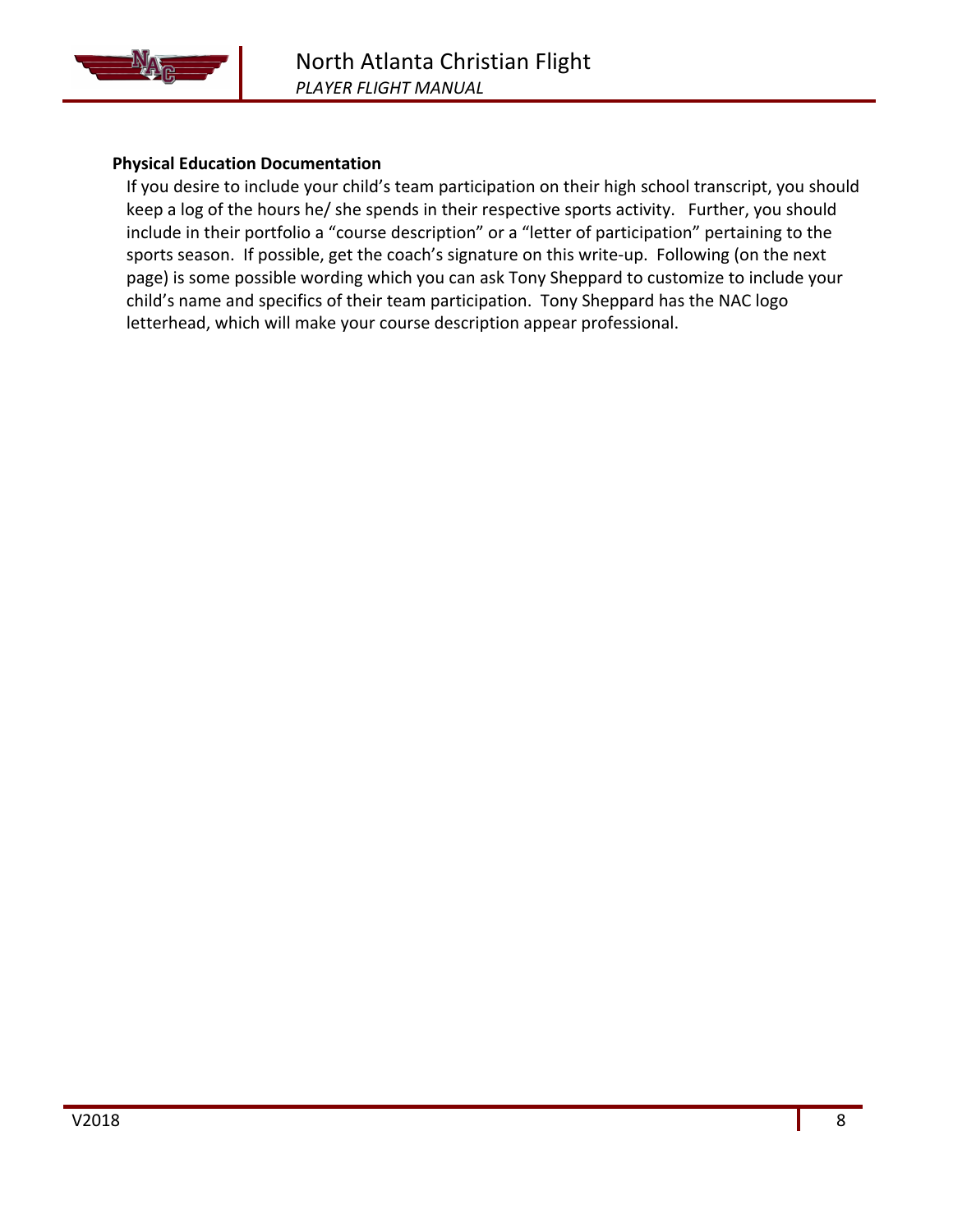**Physical Education Documentation**

If you desire to include your child's team participation on their high school transcript, you should keep a log of the hours he/ she spends in their respective sports activity. Further, you should include in their portfolio a "course description" or a "letter of participation" pertaining to the sports season. If possible, get the coach's signature on this write-up. Following (on the next page) is some possible wording which you can ask Tony Sheppard to customize to include your child's name and specifics of their team participation. Tony Sheppard has the NAC logo letterhead, which will make your course description appear professional.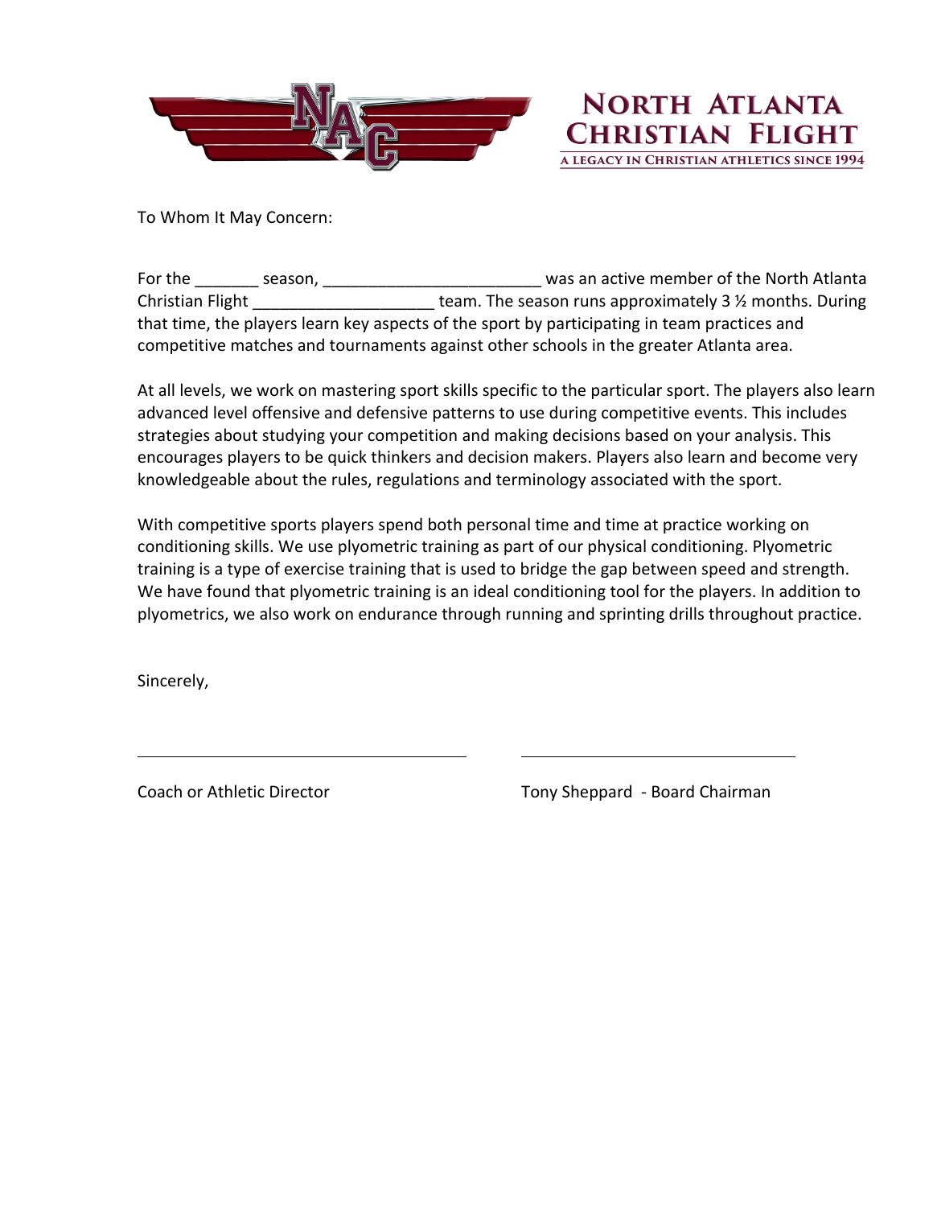**NORTH ATLANTA CHRISTIAN FLIGHT**

A LEGACY IN CHRISTIAN ATHLETICS SINCE 1994

To Whom It May Concern:

For the _______ season, ________________________ was an active member of the North Atlanta Christian Flight ____________________ team. The season runs approximately 3 ½ months. During that time, the players learn key aspects of the sport by participating in team practices and competitive matches and tournaments against other schools in the greater Atlanta area.

At all levels, we work on mastering sport skills specific to the particular sport. The players also learn advanced level offensive and defensive patterns to use during competitive events. This includes strategies about studying your competition and making decisions based on your analysis. This encourages players to be quick thinkers and decision makers. Players also learn and become very knowledgeable about the rules, regulations and terminology associated with the sport.

With competitive sports players spend both personal time and time at practice working on conditioning skills. We use plyometric training as part of our physical conditioning. Plyometric training is a type of exercise training that is used to bridge the gap between speed and strength. We have found that plyometric training is an ideal conditioning tool for the players. In addition to plyometrics, we also work on endurance through running and sprinting drills throughout practice.

Sincerely,

_________________________________ _________________________________

Coach or Athletic Director Tony Sheppard - Board Chairman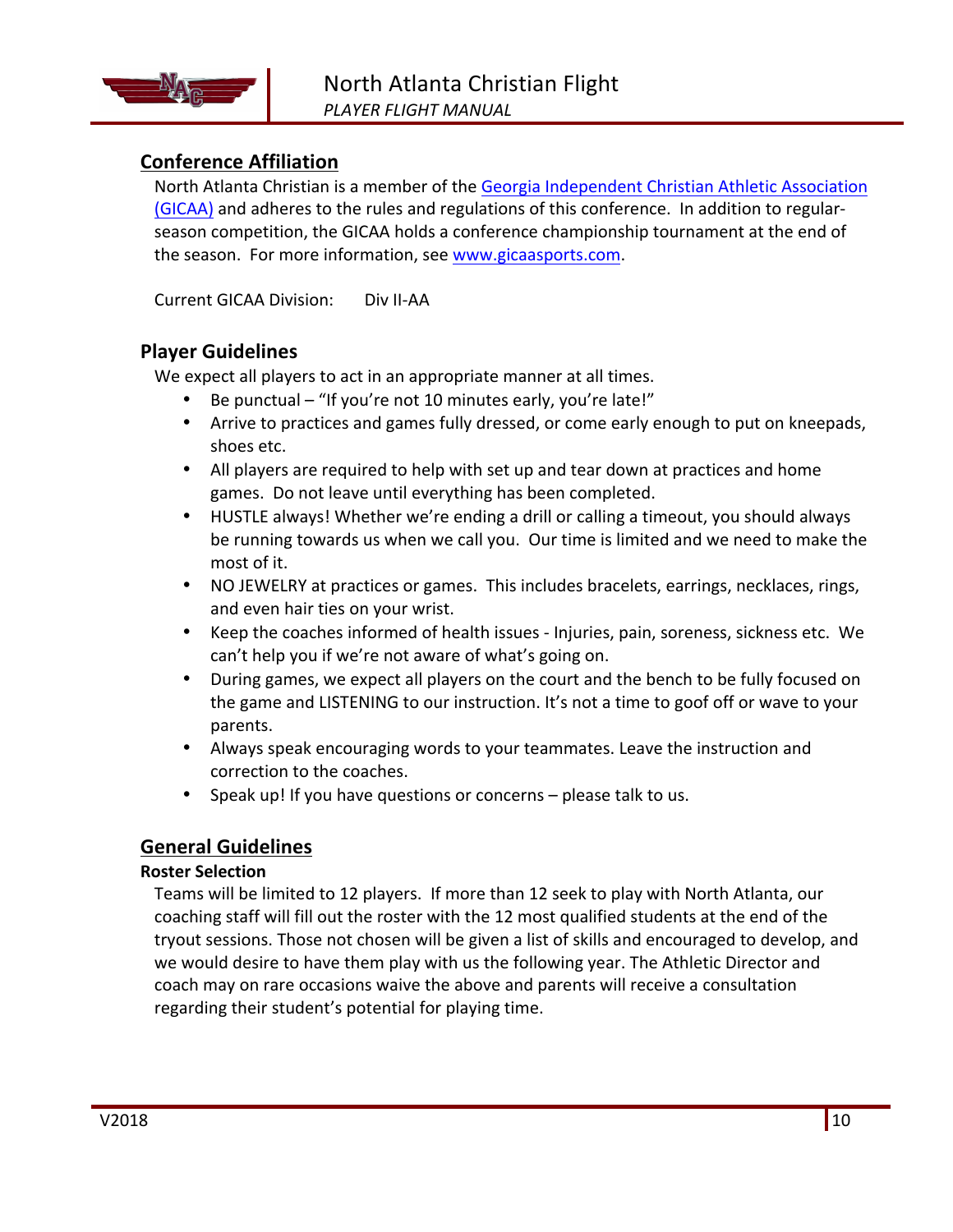## Conference Affiliation

North Atlanta Christian is a member of the [Georgia Independent Christian Athletic Association (GICAA)](www.gicaasports.com) and adheres to the rules and regulations of this conference. In addition to regular-season competition, the GICAA holds a conference championship tournament at the end of the season. For more information, see [www.gicaasports.com](www.gicaasports.com).

Current GICAA Division: Div II-AA

## Player Guidelines

We expect all players to act in an appropriate manner at all times.

- Be punctual – "If you're not 10 minutes early, you're late!"
- Arrive to practices and games fully dressed, or come early enough to put on kneepads, shoes etc.
- All players are required to help with set up and tear down at practices and home games. Do not leave until everything has been completed.
- HUSTLE always! Whether we're ending a drill or calling a timeout, you should always be running towards us when we call you. Our time is limited and we need to make the most of it.
- NO JEWELRY at practices or games. This includes bracelets, earrings, necklaces, rings, and even hair ties on your wrist.
- Keep the coaches informed of health issues - Injuries, pain, soreness, sickness etc. We can't help you if we're not aware of what's going on.
- During games, we expect all players on the court and the bench to be fully focused on the game and LISTENING to our instruction. It's not a time to goof off or wave to your parents.
- Always speak encouraging words to your teammates. Leave the instruction and correction to the coaches.
- Speak up! If you have questions or concerns – please talk to us.

## General Guidelines

### Roster Selection

Teams will be limited to 12 players. If more than 12 seek to play with North Atlanta, our coaching staff will fill out the roster with the 12 most qualified students at the end of the tryout sessions. Those not chosen will be given a list of skills and encouraged to develop, and we would desire to have them play with us the following year. The Athletic Director and coach may on rare occasions waive the above and parents will receive a consultation regarding their student's potential for playing time.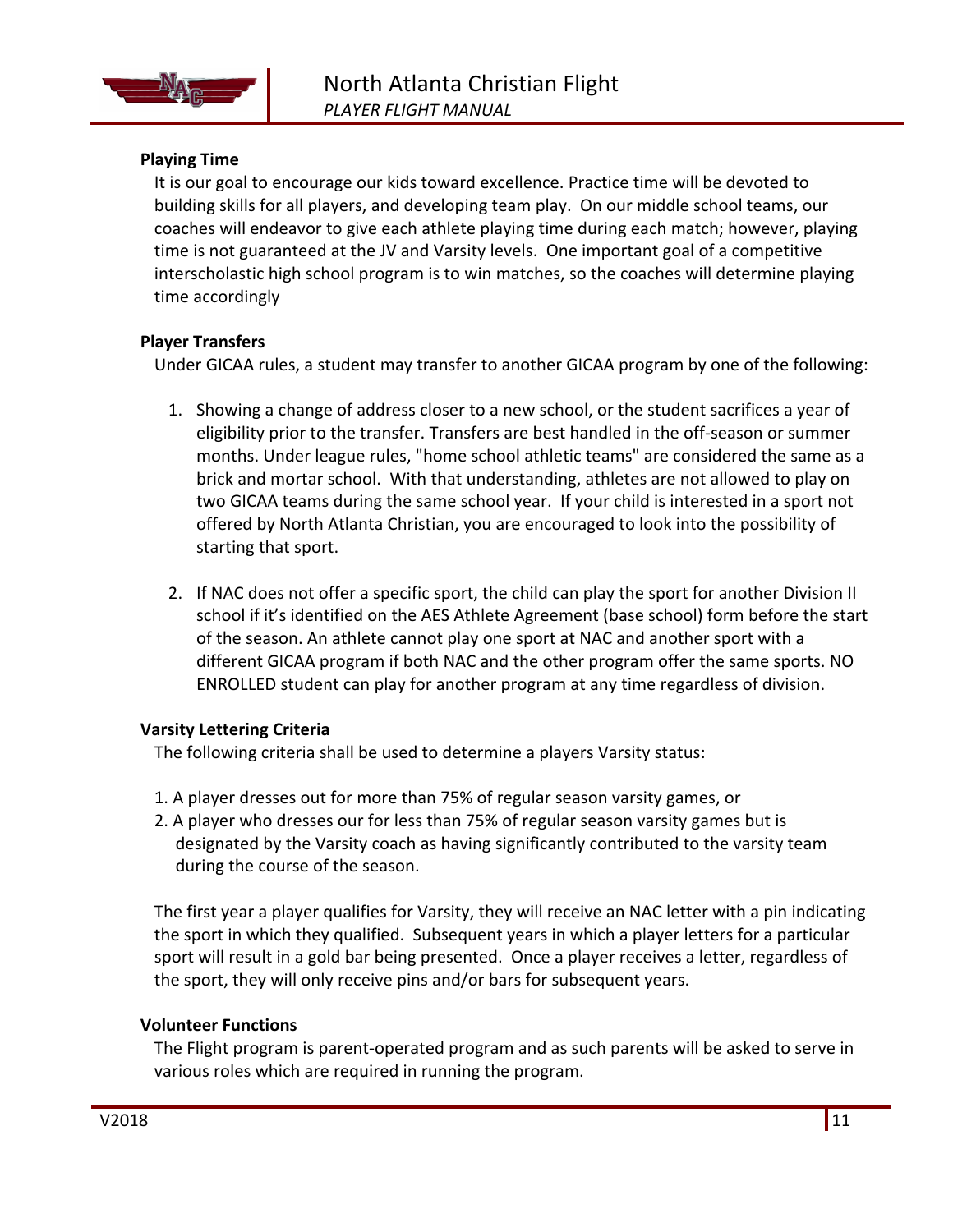### Playing Time

It is our goal to encourage our kids toward excellence. Practice time will be devoted to building skills for all players, and developing team play. On our middle school teams, our coaches will endeavor to give each athlete playing time during each match; however, playing time is not guaranteed at the JV and Varsity levels. One important goal of a competitive interscholastic high school program is to win matches, so the coaches will determine playing time accordingly

### Player Transfers

Under GICAA rules, a student may transfer to another GICAA program by one of the following:

1. Showing a change of address closer to a new school, or the student sacrifices a year of eligibility prior to the transfer. Transfers are best handled in the off-season or summer months. Under league rules, "home school athletic teams" are considered the same as a brick and mortar school. With that understanding, athletes are not allowed to play on two GICAA teams during the same school year. If your child is interested in a sport not offered by North Atlanta Christian, you are encouraged to look into the possibility of starting that sport.

2. If NAC does not offer a specific sport, the child can play the sport for another Division II school if it's identified on the AES Athlete Agreement (base school) form before the start of the season. An athlete cannot play one sport at NAC and another sport with a different GICAA program if both NAC and the other program offer the same sports. NO ENROLLED student can play for another program at any time regardless of division.

### Varsity Lettering Criteria

The following criteria shall be used to determine a players Varsity status:

1. A player dresses out for more than 75% of regular season varsity games, or
2. A player who dresses our for less than 75% of regular season varsity games but is designated by the Varsity coach as having significantly contributed to the varsity team during the course of the season.

The first year a player qualifies for Varsity, they will receive an NAC letter with a pin indicating the sport in which they qualified. Subsequent years in which a player letters for a particular sport will result in a gold bar being presented. Once a player receives a letter, regardless of the sport, they will only receive pins and/or bars for subsequent years.

### Volunteer Functions

The Flight program is parent-operated program and as such parents will be asked to serve in various roles which are required in running the program.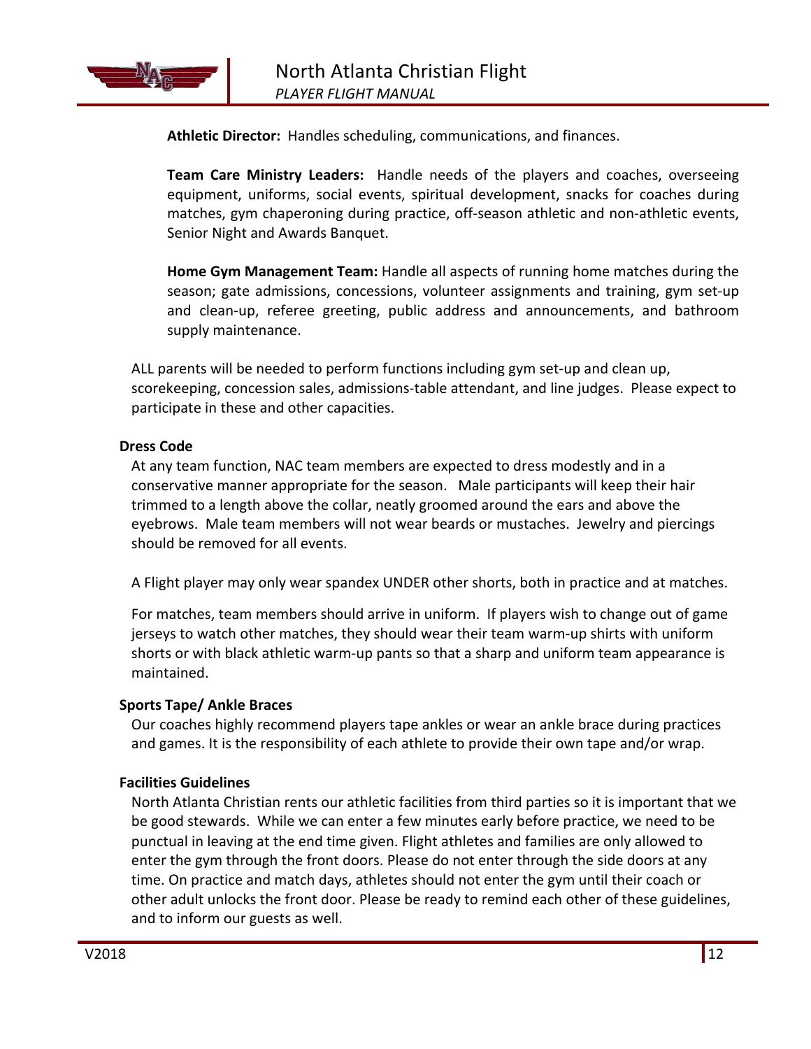**Athletic Director:** Handles scheduling, communications, and finances.

**Team Care Ministry Leaders:** Handle needs of the players and coaches, overseeing equipment, uniforms, social events, spiritual development, snacks for coaches during matches, gym chaperoning during practice, off-season athletic and non-athletic events, Senior Night and Awards Banquet.

**Home Gym Management Team:** Handle all aspects of running home matches during the season; gate admissions, concessions, volunteer assignments and training, gym set-up and clean-up, referee greeting, public address and announcements, and bathroom supply maintenance.

ALL parents will be needed to perform functions including gym set-up and clean up, scorekeeping, concession sales, admissions-table attendant, and line judges. Please expect to participate in these and other capacities.

### Dress Code

At any team function, NAC team members are expected to dress modestly and in a conservative manner appropriate for the season. Male participants will keep their hair trimmed to a length above the collar, neatly groomed around the ears and above the eyebrows. Male team members will not wear beards or mustaches. Jewelry and piercings should be removed for all events.

A Flight player may only wear spandex UNDER other shorts, both in practice and at matches.

For matches, team members should arrive in uniform. If players wish to change out of game jerseys to watch other matches, they should wear their team warm-up shirts with uniform shorts or with black athletic warm-up pants so that a sharp and uniform team appearance is maintained.

### Sports Tape/ Ankle Braces

Our coaches highly recommend players tape ankles or wear an ankle brace during practices and games. It is the responsibility of each athlete to provide their own tape and/or wrap.

### Facilities Guidelines

North Atlanta Christian rents our athletic facilities from third parties so it is important that we be good stewards. While we can enter a few minutes early before practice, we need to be punctual in leaving at the end time given. Flight athletes and families are only allowed to enter the gym through the front doors. Please do not enter through the side doors at any time. On practice and match days, athletes should not enter the gym until their coach or other adult unlocks the front door. Please be ready to remind each other of these guidelines, and to inform our guests as well.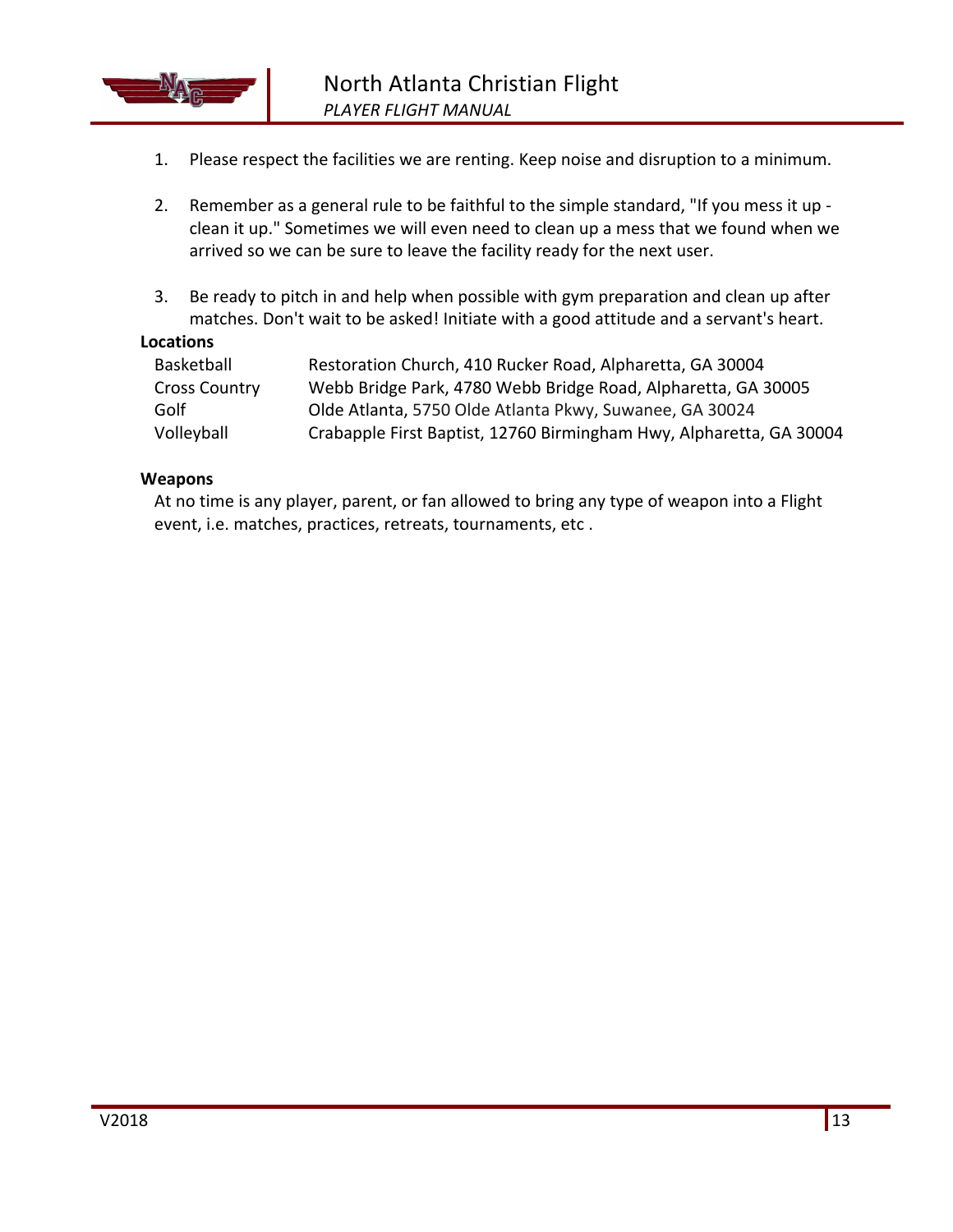1. Please respect the facilities we are renting. Keep noise and disruption to a minimum.

2. Remember as a general rule to be faithful to the simple standard, "If you mess it up - clean it up." Sometimes we will even need to clean up a mess that we found when we arrived so we can be sure to leave the facility ready for the next user.

3. Be ready to pitch in and help when possible with gym preparation and clean up after matches. Don't wait to be asked! Initiate with a good attitude and a servant's heart.

**Locations**

| | |
|---|---|
| Basketball | Restoration Church, 410 Rucker Road, Alpharetta, GA 30004 |
| Cross Country | Webb Bridge Park, 4780 Webb Bridge Road, Alpharetta, GA 30005 |
| Golf | Olde Atlanta, 5750 Olde Atlanta Pkwy, Suwanee, GA 30024 |
| Volleyball | Crabapple First Baptist, 12760 Birmingham Hwy, Alpharetta, GA 30004 |

**Weapons**

At no time is any player, parent, or fan allowed to bring any type of weapon into a Flight event, i.e. matches, practices, retreats, tournaments, etc .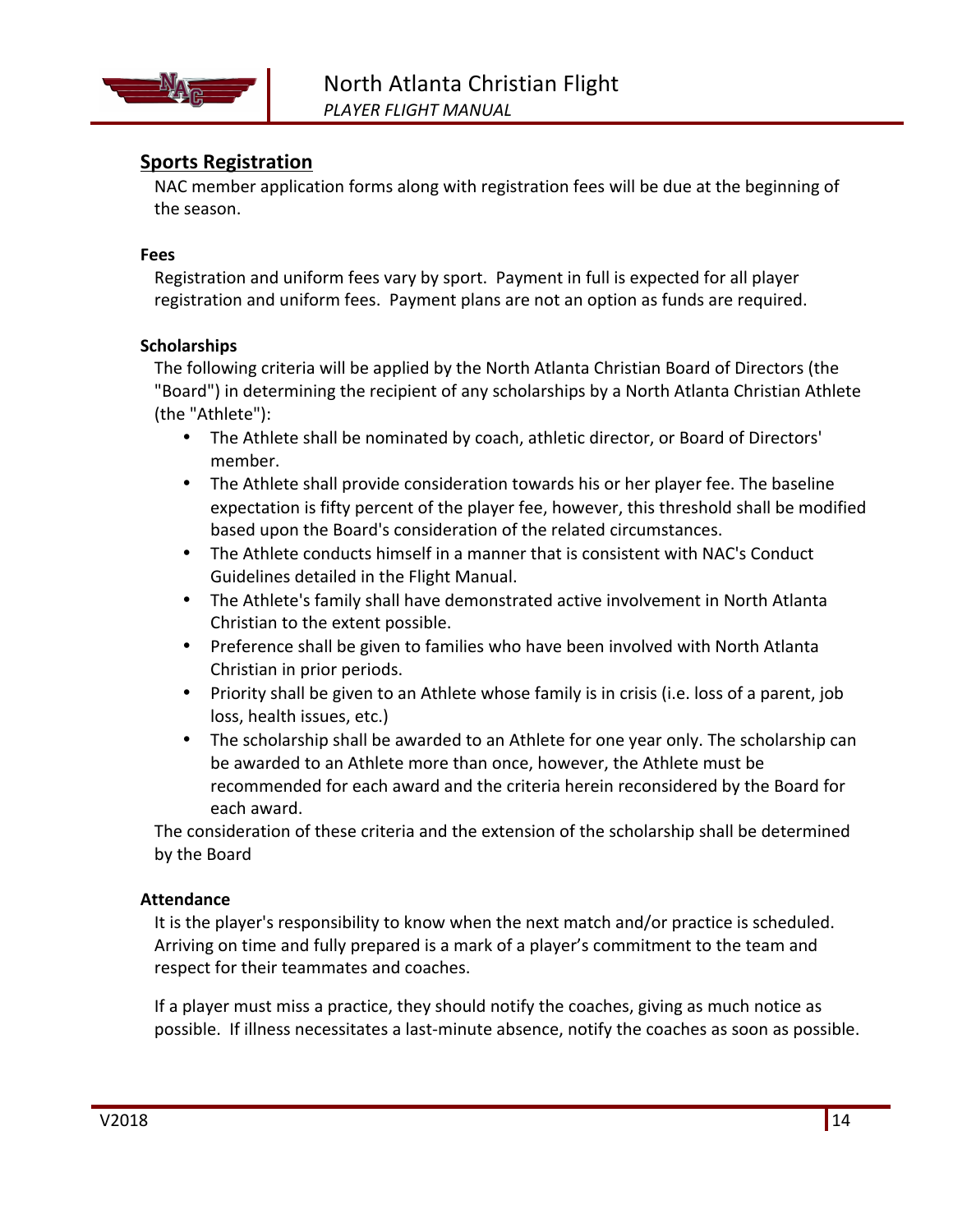## Sports Registration

NAC member application forms along with registration fees will be due at the beginning of the season.

### Fees

Registration and uniform fees vary by sport. Payment in full is expected for all player registration and uniform fees. Payment plans are not an option as funds are required.

### Scholarships

The following criteria will be applied by the North Atlanta Christian Board of Directors (the "Board") in determining the recipient of any scholarships by a North Atlanta Christian Athlete (the "Athlete"):

- The Athlete shall be nominated by coach, athletic director, or Board of Directors' member.
- The Athlete shall provide consideration towards his or her player fee. The baseline expectation is fifty percent of the player fee, however, this threshold shall be modified based upon the Board's consideration of the related circumstances.
- The Athlete conducts himself in a manner that is consistent with NAC's Conduct Guidelines detailed in the Flight Manual.
- The Athlete's family shall have demonstrated active involvement in North Atlanta Christian to the extent possible.
- Preference shall be given to families who have been involved with North Atlanta Christian in prior periods.
- Priority shall be given to an Athlete whose family is in crisis (i.e. loss of a parent, job loss, health issues, etc.)
- The scholarship shall be awarded to an Athlete for one year only. The scholarship can be awarded to an Athlete more than once, however, the Athlete must be recommended for each award and the criteria herein reconsidered by the Board for each award.

The consideration of these criteria and the extension of the scholarship shall be determined by the Board

### Attendance

It is the player's responsibility to know when the next match and/or practice is scheduled. Arriving on time and fully prepared is a mark of a player's commitment to the team and respect for their teammates and coaches.

If a player must miss a practice, they should notify the coaches, giving as much notice as possible. If illness necessitates a last-minute absence, notify the coaches as soon as possible.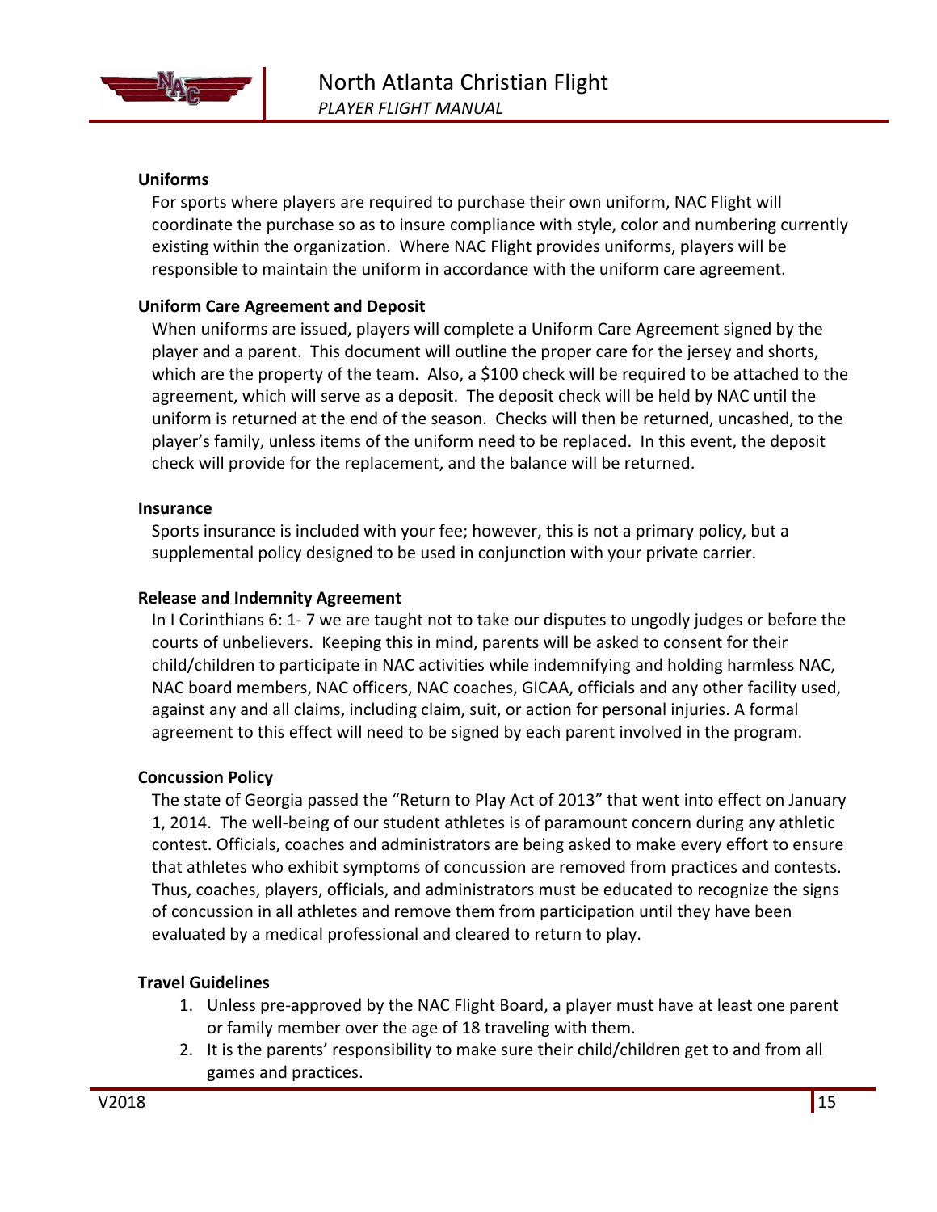### Uniforms

For sports where players are required to purchase their own uniform, NAC Flight will coordinate the purchase so as to insure compliance with style, color and numbering currently existing within the organization. Where NAC Flight provides uniforms, players will be responsible to maintain the uniform in accordance with the uniform care agreement.

### Uniform Care Agreement and Deposit

When uniforms are issued, players will complete a Uniform Care Agreement signed by the player and a parent. This document will outline the proper care for the jersey and shorts, which are the property of the team. Also, a $100 check will be required to be attached to the agreement, which will serve as a deposit. The deposit check will be held by NAC until the uniform is returned at the end of the season. Checks will then be returned, uncashed, to the player's family, unless items of the uniform need to be replaced. In this event, the deposit check will provide for the replacement, and the balance will be returned.

### Insurance

Sports insurance is included with your fee; however, this is not a primary policy, but a supplemental policy designed to be used in conjunction with your private carrier.

### Release and Indemnity Agreement

In I Corinthians 6: 1- 7 we are taught not to take our disputes to ungodly judges or before the courts of unbelievers. Keeping this in mind, parents will be asked to consent for their child/children to participate in NAC activities while indemnifying and holding harmless NAC, NAC board members, NAC officers, NAC coaches, GICAA, officials and any other facility used, against any and all claims, including claim, suit, or action for personal injuries. A formal agreement to this effect will need to be signed by each parent involved in the program.

### Concussion Policy

The state of Georgia passed the "Return to Play Act of 2013" that went into effect on January 1, 2014. The well-being of our student athletes is of paramount concern during any athletic contest. Officials, coaches and administrators are being asked to make every effort to ensure that athletes who exhibit symptoms of concussion are removed from practices and contests. Thus, coaches, players, officials, and administrators must be educated to recognize the signs of concussion in all athletes and remove them from participation until they have been evaluated by a medical professional and cleared to return to play.

### Travel Guidelines

1. Unless pre-approved by the NAC Flight Board, a player must have at least one parent or family member over the age of 18 traveling with them.
2. It is the parents' responsibility to make sure their child/children get to and from all games and practices.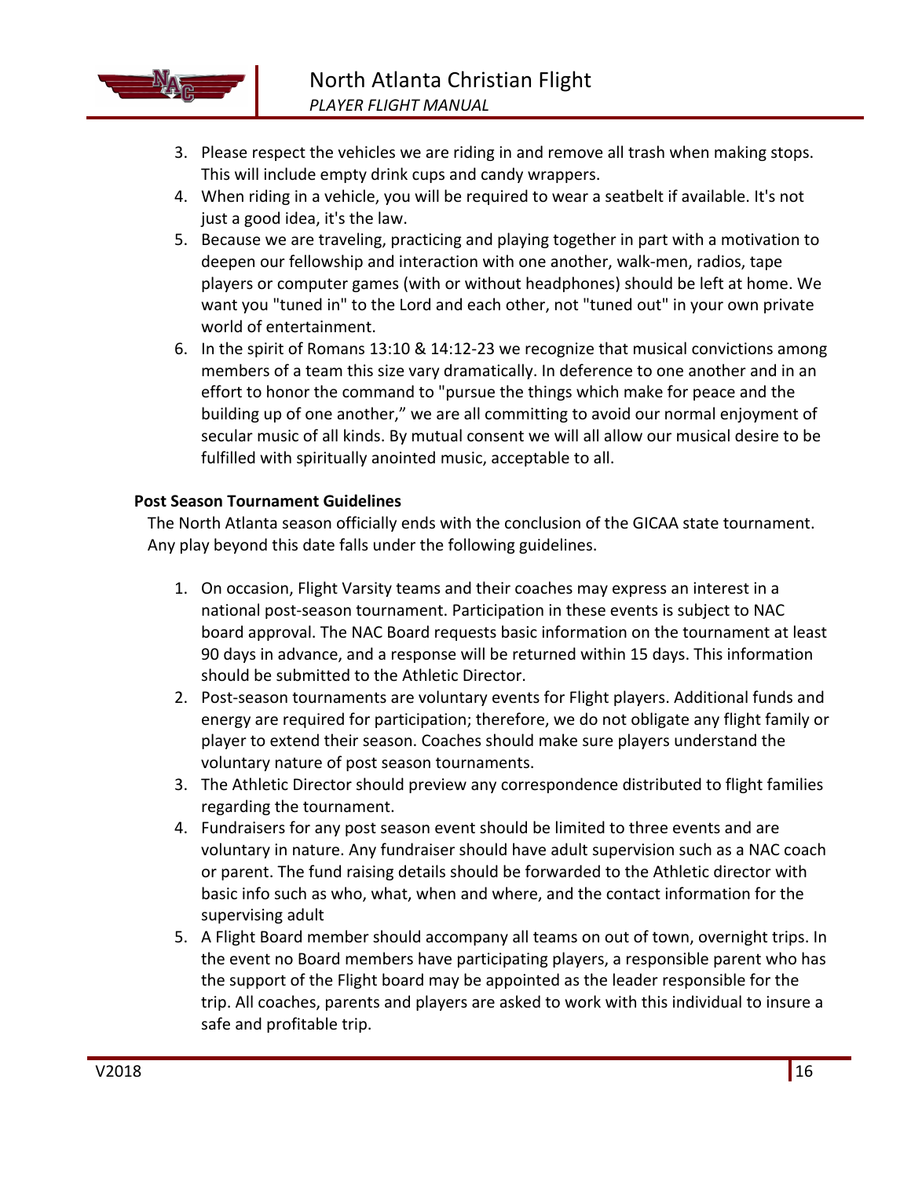3. Please respect the vehicles we are riding in and remove all trash when making stops. This will include empty drink cups and candy wrappers.
4. When riding in a vehicle, you will be required to wear a seatbelt if available. It's not just a good idea, it's the law.
5. Because we are traveling, practicing and playing together in part with a motivation to deepen our fellowship and interaction with one another, walk-men, radios, tape players or computer games (with or without headphones) should be left at home. We want you "tuned in" to the Lord and each other, not "tuned out" in your own private world of entertainment.
6. In the spirit of Romans 13:10 & 14:12-23 we recognize that musical convictions among members of a team this size vary dramatically. In deference to one another and in an effort to honor the command to "pursue the things which make for peace and the building up of one another," we are all committing to avoid our normal enjoyment of secular music of all kinds. By mutual consent we will all allow our musical desire to be fulfilled with spiritually anointed music, acceptable to all.

**Post Season Tournament Guidelines**

The North Atlanta season officially ends with the conclusion of the GICAA state tournament. Any play beyond this date falls under the following guidelines.

1. On occasion, Flight Varsity teams and their coaches may express an interest in a national post-season tournament. Participation in these events is subject to NAC board approval. The NAC Board requests basic information on the tournament at least 90 days in advance, and a response will be returned within 15 days. This information should be submitted to the Athletic Director.
2. Post-season tournaments are voluntary events for Flight players. Additional funds and energy are required for participation; therefore, we do not obligate any flight family or player to extend their season. Coaches should make sure players understand the voluntary nature of post season tournaments.
3. The Athletic Director should preview any correspondence distributed to flight families regarding the tournament.
4. Fundraisers for any post season event should be limited to three events and are voluntary in nature. Any fundraiser should have adult supervision such as a NAC coach or parent. The fund raising details should be forwarded to the Athletic director with basic info such as who, what, when and where, and the contact information for the supervising adult
5. A Flight Board member should accompany all teams on out of town, overnight trips. In the event no Board members have participating players, a responsible parent who has the support of the Flight board may be appointed as the leader responsible for the trip. All coaches, parents and players are asked to work with this individual to insure a safe and profitable trip.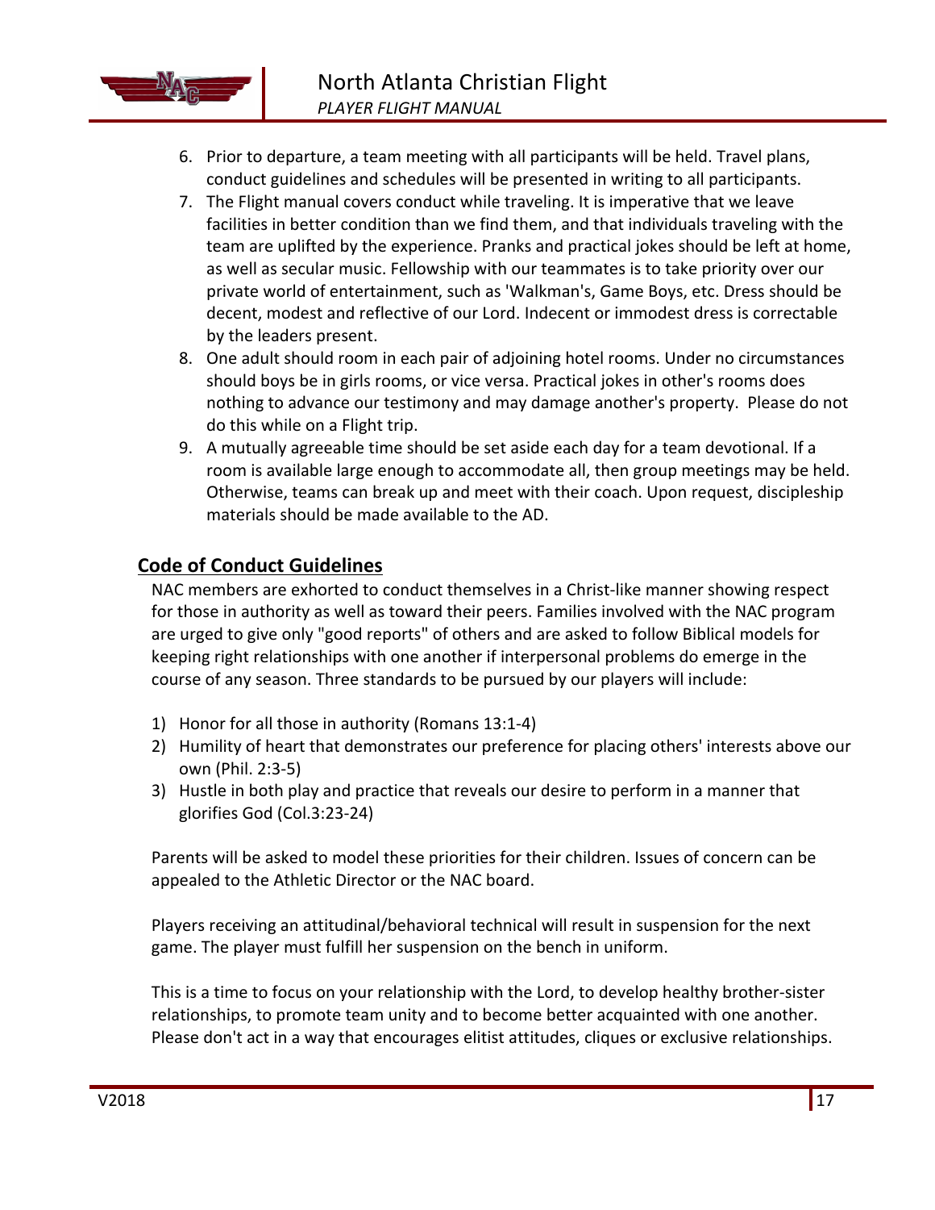6. Prior to departure, a team meeting with all participants will be held. Travel plans, conduct guidelines and schedules will be presented in writing to all participants.
7. The Flight manual covers conduct while traveling. It is imperative that we leave facilities in better condition than we find them, and that individuals traveling with the team are uplifted by the experience. Pranks and practical jokes should be left at home, as well as secular music. Fellowship with our teammates is to take priority over our private world of entertainment, such as 'Walkman's, Game Boys, etc. Dress should be decent, modest and reflective of our Lord. Indecent or immodest dress is correctable by the leaders present.
8. One adult should room in each pair of adjoining hotel rooms. Under no circumstances should boys be in girls rooms, or vice versa. Practical jokes in other's rooms does nothing to advance our testimony and may damage another's property. Please do not do this while on a Flight trip.
9. A mutually agreeable time should be set aside each day for a team devotional. If a room is available large enough to accommodate all, then group meetings may be held. Otherwise, teams can break up and meet with their coach. Upon request, discipleship materials should be made available to the AD.

## Code of Conduct Guidelines

NAC members are exhorted to conduct themselves in a Christ-like manner showing respect for those in authority as well as toward their peers. Families involved with the NAC program are urged to give only "good reports" of others and are asked to follow Biblical models for keeping right relationships with one another if interpersonal problems do emerge in the course of any season. Three standards to be pursued by our players will include:

1) Honor for all those in authority (Romans 13:1-4)
2) Humility of heart that demonstrates our preference for placing others' interests above our own (Phil. 2:3-5)
3) Hustle in both play and practice that reveals our desire to perform in a manner that glorifies God (Col.3:23-24)

Parents will be asked to model these priorities for their children. Issues of concern can be appealed to the Athletic Director or the NAC board.

Players receiving an attitudinal/behavioral technical will result in suspension for the next game. The player must fulfill her suspension on the bench in uniform.

This is a time to focus on your relationship with the Lord, to develop healthy brother-sister relationships, to promote team unity and to become better acquainted with one another. Please don't act in a way that encourages elitist attitudes, cliques or exclusive relationships.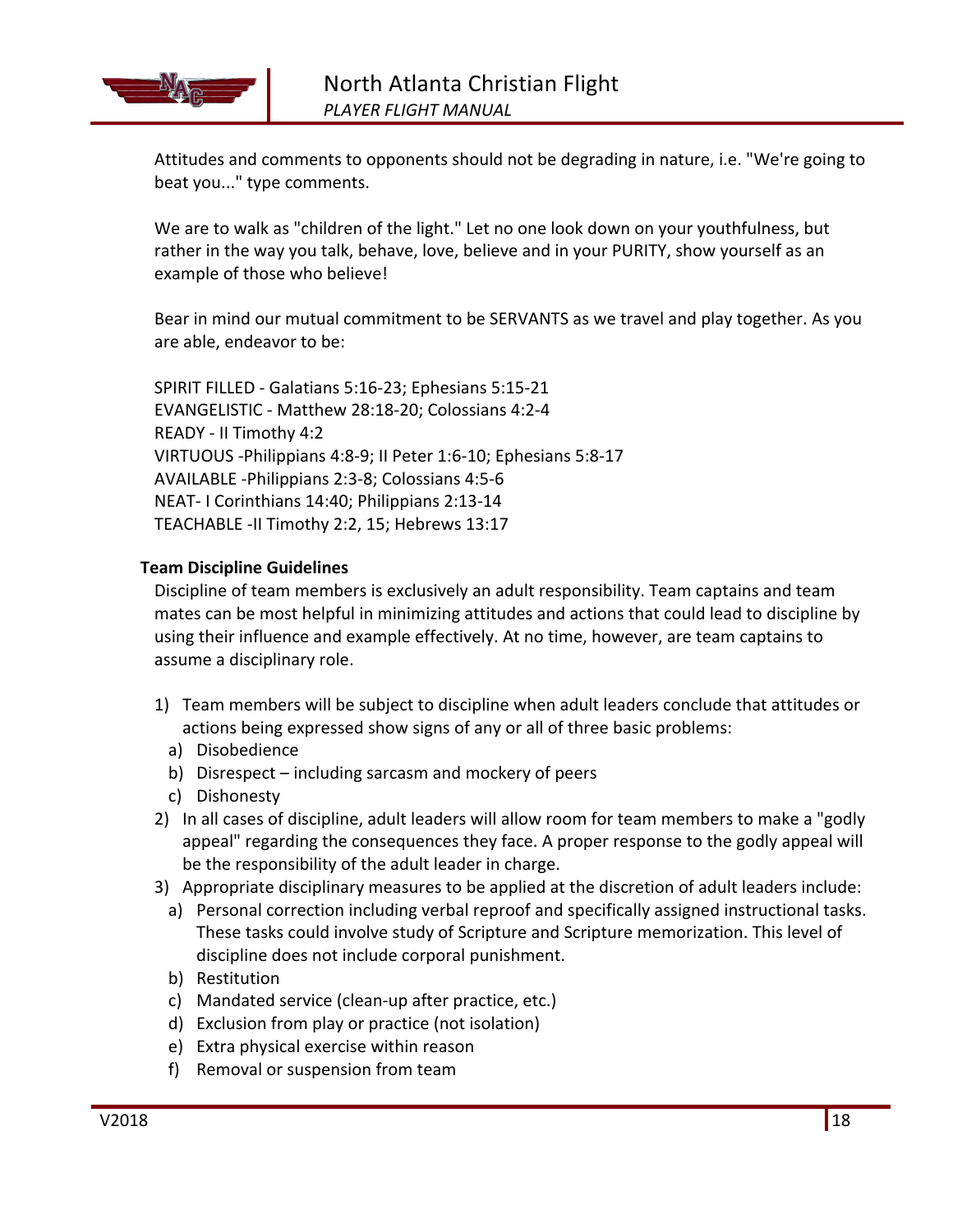Attitudes and comments to opponents should not be degrading in nature, i.e. "We're going to beat you..." type comments.

We are to walk as "children of the light." Let no one look down on your youthfulness, but rather in the way you talk, behave, love, believe and in your PURITY, show yourself as an example of those who believe!

Bear in mind our mutual commitment to be SERVANTS as we travel and play together. As you are able, endeavor to be:

SPIRIT FILLED - Galatians 5:16-23; Ephesians 5:15-21
EVANGELISTIC - Matthew 28:18-20; Colossians 4:2-4
READY - II Timothy 4:2
VIRTUOUS -Philippians 4:8-9; II Peter 1:6-10; Ephesians 5:8-17
AVAILABLE -Philippians 2:3-8; Colossians 4:5-6
NEAT- I Corinthians 14:40; Philippians 2:13-14
TEACHABLE -II Timothy 2:2, 15; Hebrews 13:17

**Team Discipline Guidelines**

Discipline of team members is exclusively an adult responsibility. Team captains and team mates can be most helpful in minimizing attitudes and actions that could lead to discipline by using their influence and example effectively. At no time, however, are team captains to assume a disciplinary role.

1) Team members will be subject to discipline when adult leaders conclude that attitudes or actions being expressed show signs of any or all of three basic problems:
   a) Disobedience
   b) Disrespect – including sarcasm and mockery of peers
   c) Dishonesty
2) In all cases of discipline, adult leaders will allow room for team members to make a "godly appeal" regarding the consequences they face. A proper response to the godly appeal will be the responsibility of the adult leader in charge.
3) Appropriate disciplinary measures to be applied at the discretion of adult leaders include:
   a) Personal correction including verbal reproof and specifically assigned instructional tasks. These tasks could involve study of Scripture and Scripture memorization. This level of discipline does not include corporal punishment.
   b) Restitution
   c) Mandated service (clean-up after practice, etc.)
   d) Exclusion from play or practice (not isolation)
   e) Extra physical exercise within reason
   f) Removal or suspension from team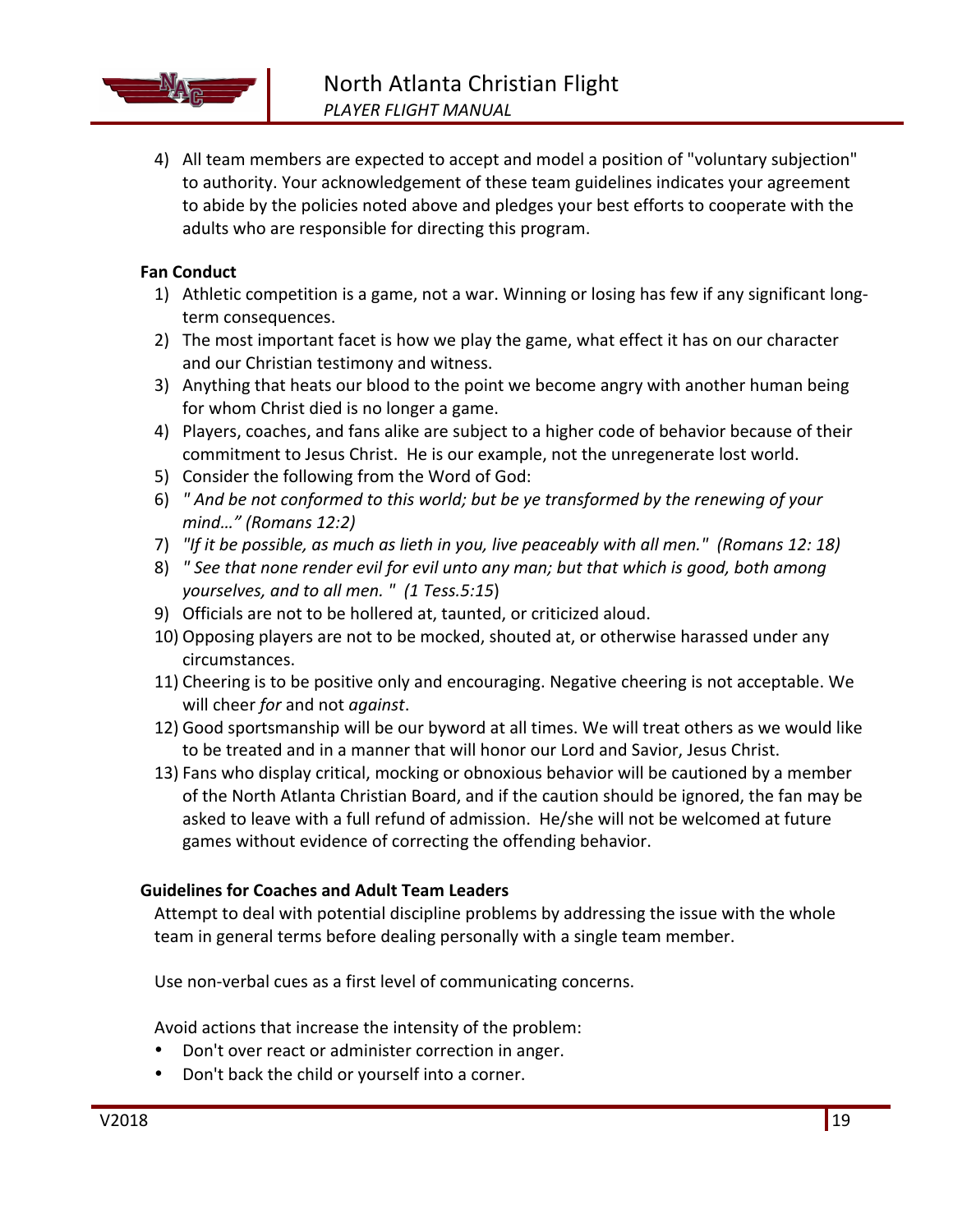4) All team members are expected to accept and model a position of "voluntary subjection" to authority. Your acknowledgement of these team guidelines indicates your agreement to abide by the policies noted above and pledges your best efforts to cooperate with the adults who are responsible for directing this program.

**Fan Conduct**

1) Athletic competition is a game, not a war. Winning or losing has few if any significant long-term consequences.
2) The most important facet is how we play the game, what effect it has on our character and our Christian testimony and witness.
3) Anything that heats our blood to the point we become angry with another human being for whom Christ died is no longer a game.
4) Players, coaches, and fans alike are subject to a higher code of behavior because of their commitment to Jesus Christ. He is our example, not the unregenerate lost world.
5) Consider the following from the Word of God:
6) *" And be not conformed to this world; but be ye transformed by the renewing of your mind…" (Romans 12:2)*
7) *"If it be possible, as much as lieth in you, live peaceably with all men." (Romans 12: 18)*
8) *" See that none render evil for evil unto any man; but that which is good, both among yourselves, and to all men. " (1 Tess.5:15*)
9) Officials are not to be hollered at, taunted, or criticized aloud.
10) Opposing players are not to be mocked, shouted at, or otherwise harassed under any circumstances.
11) Cheering is to be positive only and encouraging. Negative cheering is not acceptable. We will cheer *for* and not *against*.
12) Good sportsmanship will be our byword at all times. We will treat others as we would like to be treated and in a manner that will honor our Lord and Savior, Jesus Christ.
13) Fans who display critical, mocking or obnoxious behavior will be cautioned by a member of the North Atlanta Christian Board, and if the caution should be ignored, the fan may be asked to leave with a full refund of admission. He/she will not be welcomed at future games without evidence of correcting the offending behavior.

**Guidelines for Coaches and Adult Team Leaders**

Attempt to deal with potential discipline problems by addressing the issue with the whole team in general terms before dealing personally with a single team member.

Use non-verbal cues as a first level of communicating concerns.

Avoid actions that increase the intensity of the problem:

- Don't over react or administer correction in anger.
- Don't back the child or yourself into a corner.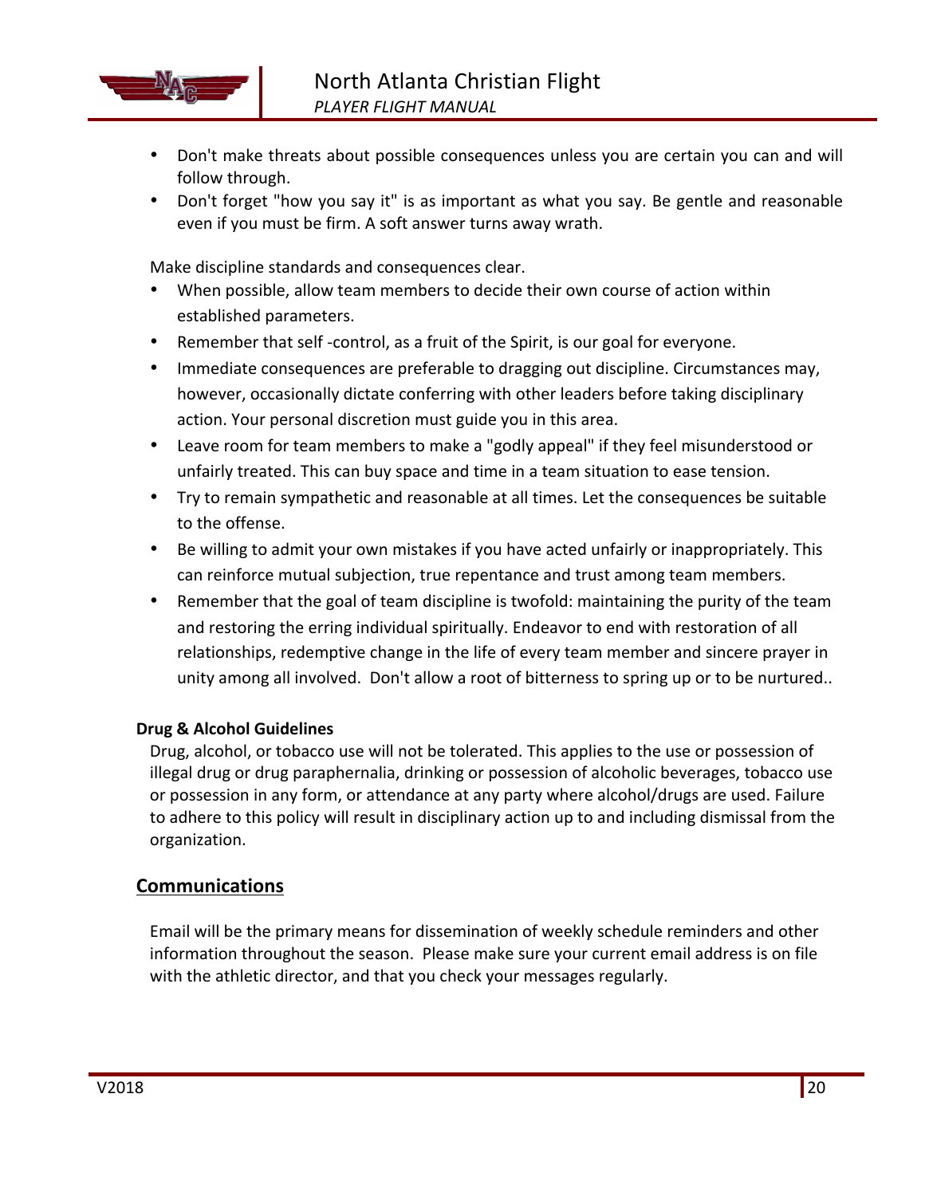- Don't make threats about possible consequences unless you are certain you can and will follow through.
- Don't forget "how you say it" is as important as what you say. Be gentle and reasonable even if you must be firm. A soft answer turns away wrath.

Make discipline standards and consequences clear.

- When possible, allow team members to decide their own course of action within established parameters.
- Remember that self -control, as a fruit of the Spirit, is our goal for everyone.
- Immediate consequences are preferable to dragging out discipline. Circumstances may, however, occasionally dictate conferring with other leaders before taking disciplinary action. Your personal discretion must guide you in this area.
- Leave room for team members to make a "godly appeal" if they feel misunderstood or unfairly treated. This can buy space and time in a team situation to ease tension.
- Try to remain sympathetic and reasonable at all times. Let the consequences be suitable to the offense.
- Be willing to admit your own mistakes if you have acted unfairly or inappropriately. This can reinforce mutual subjection, true repentance and trust among team members.
- Remember that the goal of team discipline is twofold: maintaining the purity of the team and restoring the erring individual spiritually. Endeavor to end with restoration of all relationships, redemptive change in the life of every team member and sincere prayer in unity among all involved. Don't allow a root of bitterness to spring up or to be nurtured..

**Drug & Alcohol Guidelines**

Drug, alcohol, or tobacco use will not be tolerated. This applies to the use or possession of illegal drug or drug paraphernalia, drinking or possession of alcoholic beverages, tobacco use or possession in any form, or attendance at any party where alcohol/drugs are used. Failure to adhere to this policy will result in disciplinary action up to and including dismissal from the organization.

## Communications

Email will be the primary means for dissemination of weekly schedule reminders and other information throughout the season. Please make sure your current email address is on file with the athletic director, and that you check your messages regularly.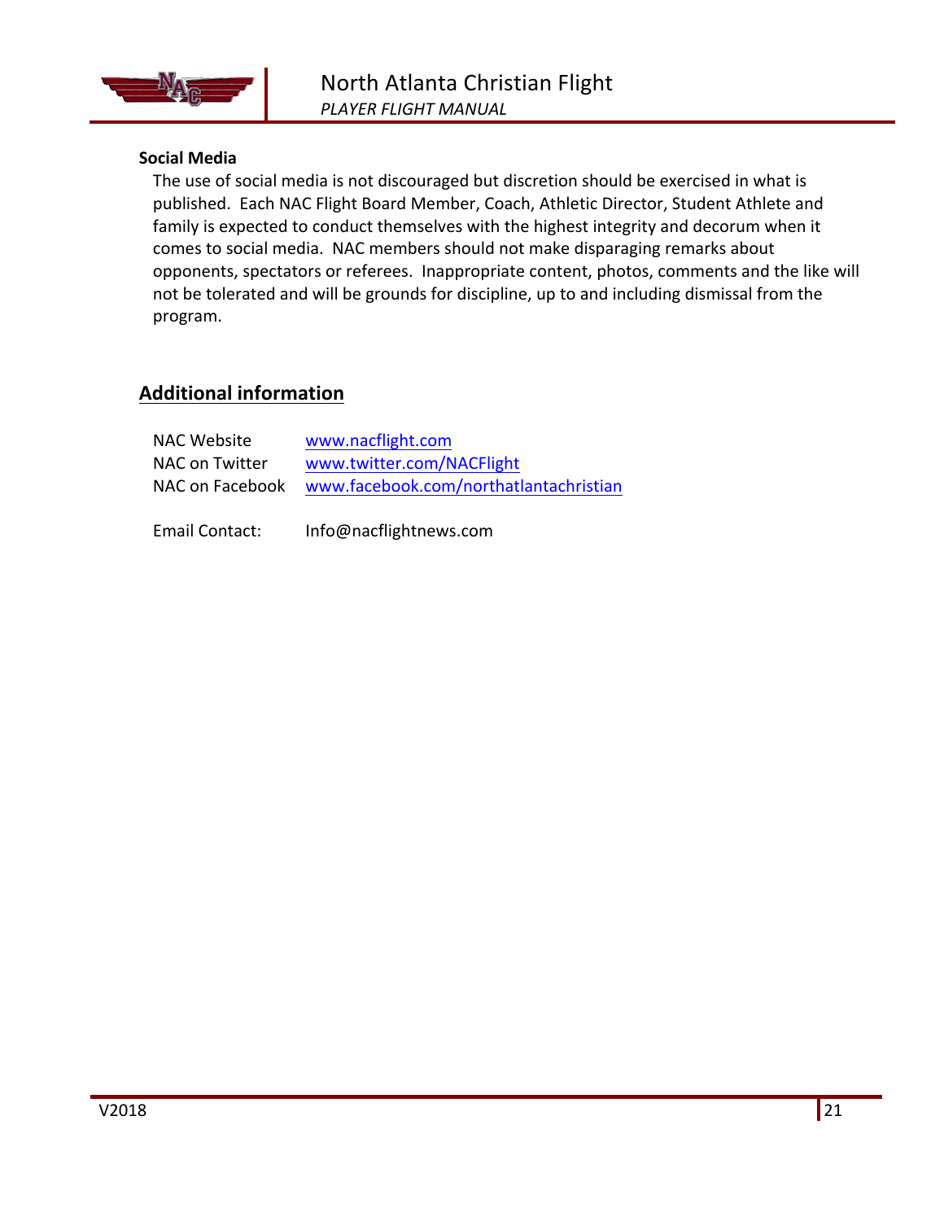**Social Media**

The use of social media is not discouraged but discretion should be exercised in what is published. Each NAC Flight Board Member, Coach, Athletic Director, Student Athlete and family is expected to conduct themselves with the highest integrity and decorum when it comes to social media. NAC members should not make disparaging remarks about opponents, spectators or referees. Inappropriate content, photos, comments and the like will not be tolerated and will be grounds for discipline, up to and including dismissal from the program.

## Additional information

| | |
|---|---|
| NAC Website | www.nacflight.com |
| NAC on Twitter | www.twitter.com/NACFlight |
| NAC on Facebook | www.facebook.com/northatlantachristian |

Email Contact: Info@nacflightnews.com